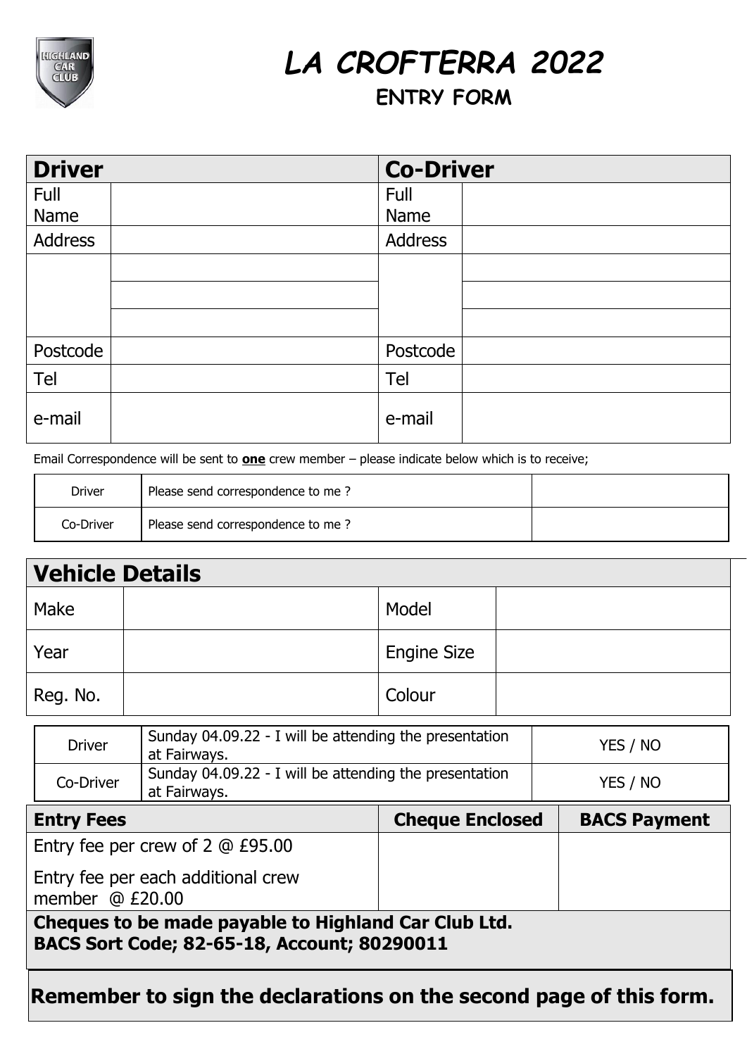# LA CROFTERRA 2022

## ENTRY FORM

| **Driver** | | **Co-Driver** | |
|---|---|---|---|
| Full Name | | Full Name | |
| Address | | Address | |
| | | | |
| | | | |
| | | | |
| Postcode | | Postcode | |
| Tel | | Tel | |
| e-mail | | e-mail | |

Email Correspondence will be sent to **one** crew member – please indicate below which is to receive;

| | | |
|---|---|---|
| Driver | Please send correspondence to me ? | |
| Co-Driver | Please send correspondence to me ? | |

| **Vehicle Details** | | | |
|---|---|---|---|
| Make | | Model | |
| Year | | Engine Size | |
| Reg. No. | | Colour | |

| | | |
|---|---|---|
| Driver | Sunday 04.09.22 - I will be attending the presentation at Fairways. | YES / NO |
| Co-Driver | Sunday 04.09.22 - I will be attending the presentation at Fairways. | YES / NO |

| **Entry Fees** | **Cheque Enclosed** | **BACS Payment** |
|---|---|---|
| Entry fee per crew of 2 @ £95.00<br>Entry fee per each additional crew member @ £20.00 | | |

**Cheques to be made payable to Highland Car Club Ltd.**
**BACS Sort Code; 82-65-18, Account; 80290011**

**Remember to sign the declarations on the second page of this form.**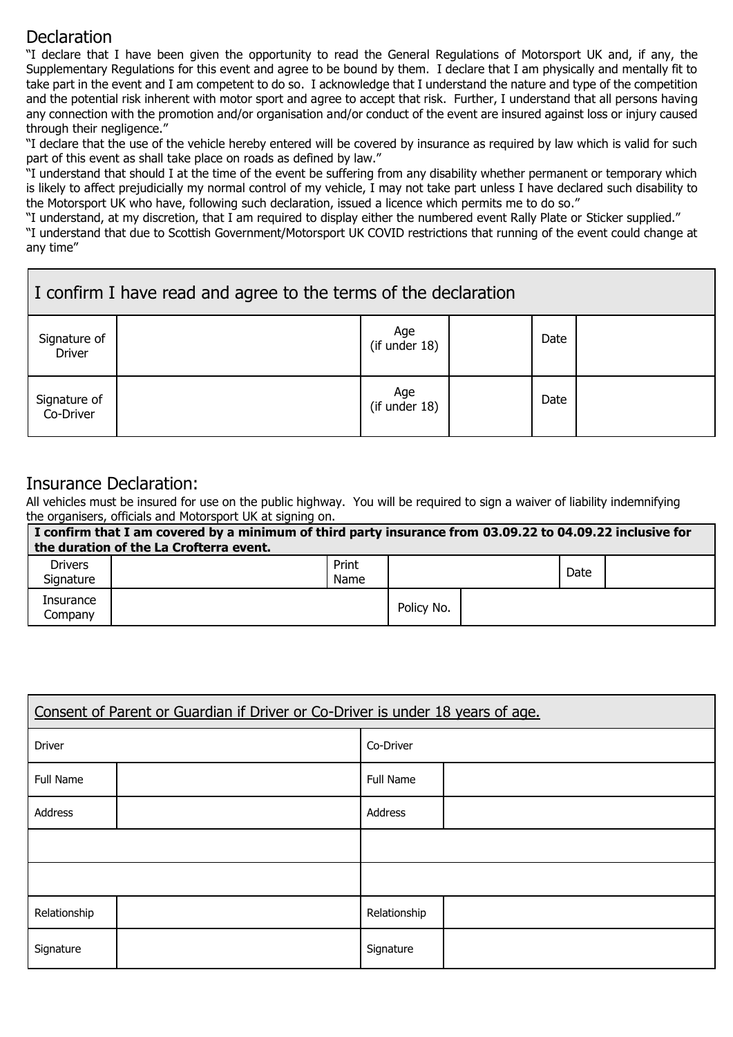## Declaration

"I declare that I have been given the opportunity to read the General Regulations of Motorsport UK and, if any, the Supplementary Regulations for this event and agree to be bound by them. I declare that I am physically and mentally fit to take part in the event and I am competent to do so. I acknowledge that I understand the nature and type of the competition and the potential risk inherent with motor sport and agree to accept that risk. Further, I understand that all persons having any connection with the promotion and/or organisation and/or conduct of the event are insured against loss or injury caused through their negligence."

"I declare that the use of the vehicle hereby entered will be covered by insurance as required by law which is valid for such part of this event as shall take place on roads as defined by law."

"I understand that should I at the time of the event be suffering from any disability whether permanent or temporary which is likely to affect prejudicially my normal control of my vehicle, I may not take part unless I have declared such disability to the Motorsport UK who have, following such declaration, issued a licence which permits me to do so."

"I understand, at my discretion, that I am required to display either the numbered event Rally Plate or Sticker supplied."

"I understand that due to Scottish Government/Motorsport UK COVID restrictions that running of the event could change at any time"

| I confirm I have read and agree to the terms of the declaration | | | | | |
|---|---|---|---|---|---|
| Signature of Driver | | Age (if under 18) | | Date | |
| Signature of Co-Driver | | Age (if under 18) | | Date | |

## Insurance Declaration:

All vehicles must be insured for use on the public highway. You will be required to sign a waiver of liability indemnifying the organisers, officials and Motorsport UK at signing on.

| **I confirm that I am covered by a minimum of third party insurance from 03.09.22 to 04.09.22 inclusive for the duration of the La Crofterra event.** | | | | | |
|---|---|---|---|---|---|
| Drivers Signature | | Print Name | | Date | |
| Insurance Company | | Policy No. | | | |

| Consent of Parent or Guardian if Driver or Co-Driver is under 18 years of age. | | | |
|---|---|---|---|
| Driver | | Co-Driver | |
| Full Name | | Full Name | |
| Address | | Address | |
| | | | |
| | | | |
| Relationship | | Relationship | |
| Signature | | Signature | |